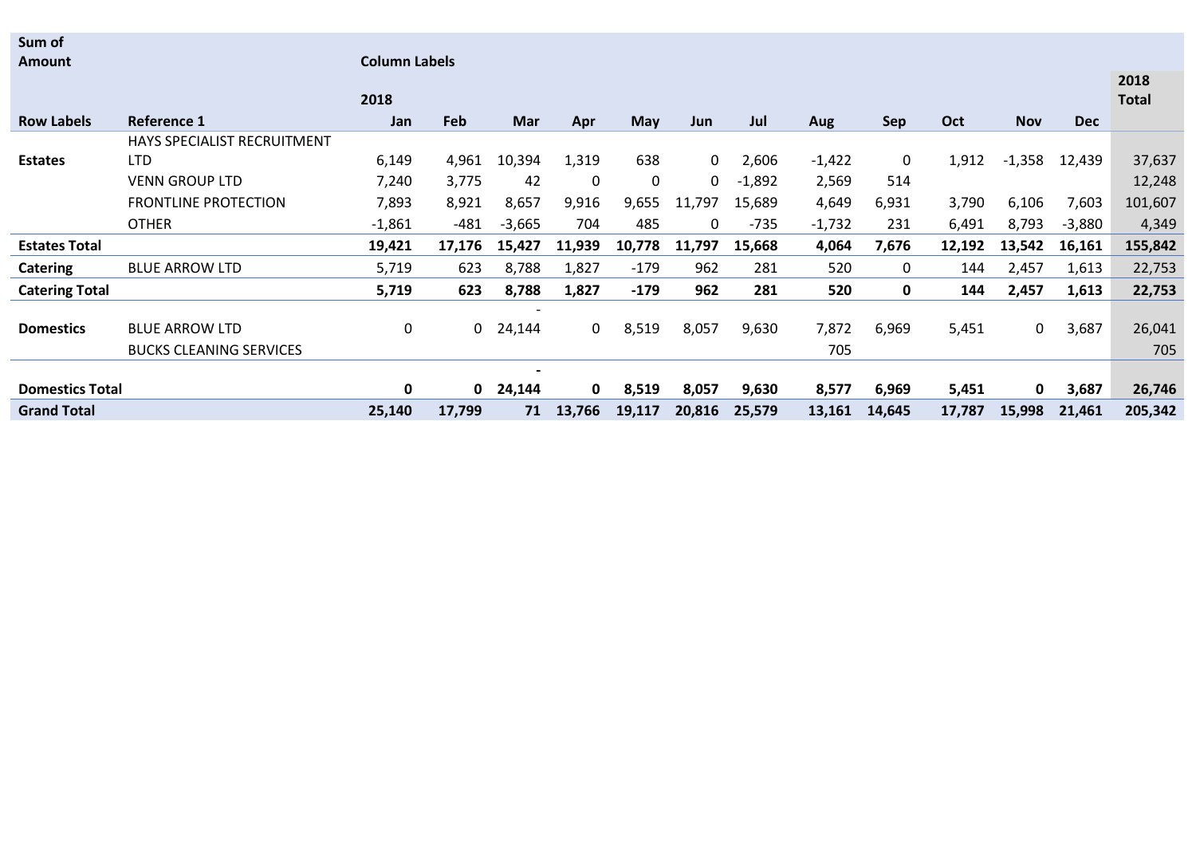| Sum of Amount | | Column Labels | | | | | | | | | | | | |
|---|---|---|---|---|---|---|---|---|---|---|---|---|---|---|
| | | 2018 | | | | | | | | | | | | 2018 Total |
| Row Labels | Reference 1 | Jan | Feb | Mar | Apr | May | Jun | Jul | Aug | Sep | Oct | Nov | Dec | |
| Estates | HAYS SPECIALIST RECRUITMENT LTD | 6,149 | 4,961 | 10,394 | 1,319 | 638 | 0 | 2,606 | -1,422 | 0 | 1,912 | -1,358 | 12,439 | 37,637 |
| | VENN GROUP LTD | 7,240 | 3,775 | 42 | 0 | 0 | 0 | -1,892 | 2,569 | 514 | | | | 12,248 |
| | FRONTLINE PROTECTION | 7,893 | 8,921 | 8,657 | 9,916 | 9,655 | 11,797 | 15,689 | 4,649 | 6,931 | 3,790 | 6,106 | 7,603 | 101,607 |
| | OTHER | -1,861 | -481 | -3,665 | 704 | 485 | 0 | -735 | -1,732 | 231 | 6,491 | 8,793 | -3,880 | 4,349 |
| **Estates Total** | | **19,421** | **17,176** | **15,427** | **11,939** | **10,778** | **11,797** | **15,668** | **4,064** | **7,676** | **12,192** | **13,542** | **16,161** | **155,842** |
| Catering | BLUE ARROW LTD | 5,719 | 623 | 8,788 | 1,827 | -179 | 962 | 281 | 520 | 0 | 144 | 2,457 | 1,613 | 22,753 |
| **Catering Total** | | **5,719** | **623** | **8,788** | **1,827** | **-179** | **962** | **281** | **520** | **0** | **144** | **2,457** | **1,613** | **22,753** |
| Domestics | BLUE ARROW LTD | 0 | 0 | -24,144 | 0 | 8,519 | 8,057 | 9,630 | 7,872 | 6,969 | 5,451 | 0 | 3,687 | 26,041 |
| | BUCKS CLEANING SERVICES | | | | | | | | 705 | | | | | 705 |
| **Domestics Total** | | **0** | **0** | **-24,144** | **0** | **8,519** | **8,057** | **9,630** | **8,577** | **6,969** | **5,451** | **0** | **3,687** | **26,746** |
| **Grand Total** | | **25,140** | **17,799** | **71** | **13,766** | **19,117** | **20,816** | **25,579** | **13,161** | **14,645** | **17,787** | **15,998** | **21,461** | **205,342** |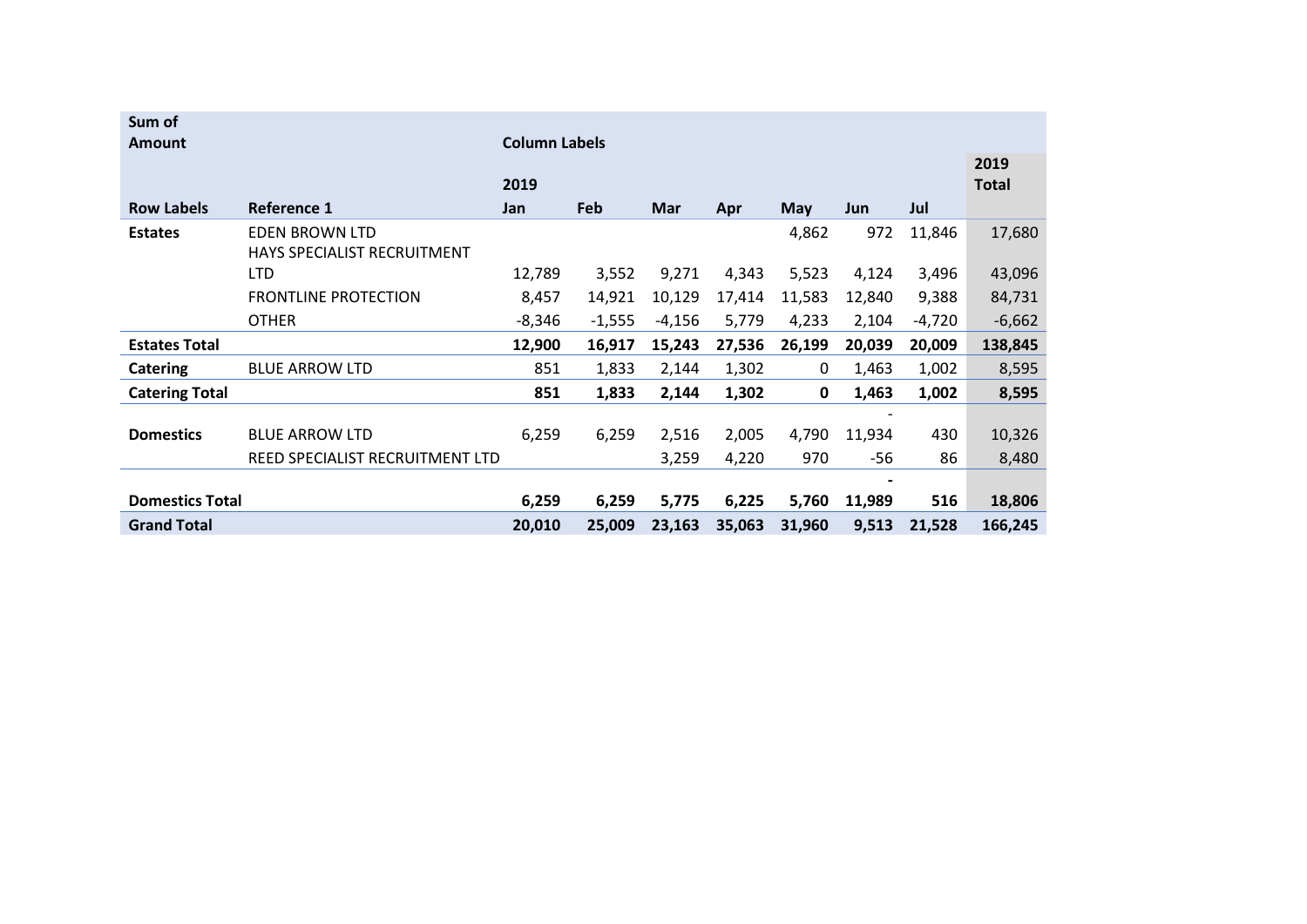| Sum of Amount | | Column Labels | | | | | | | |
|---|---|---|---|---|---|---|---|---|---|
| | | 2019 | | | | | | | 2019 Total |
| **Row Labels** | **Reference 1** | **Jan** | **Feb** | **Mar** | **Apr** | **May** | **Jun** | **Jul** | |
| **Estates** | EDEN BROWN LTD | | | | | 4,862 | 972 | 11,846 | 17,680 |
| | HAYS SPECIALIST RECRUITMENT LTD | 12,789 | 3,552 | 9,271 | 4,343 | 5,523 | 4,124 | 3,496 | 43,096 |
| | FRONTLINE PROTECTION | 8,457 | 14,921 | 10,129 | 17,414 | 11,583 | 12,840 | 9,388 | 84,731 |
| | OTHER | -8,346 | -1,555 | -4,156 | 5,779 | 4,233 | 2,104 | -4,720 | -6,662 |
| **Estates Total** | | **12,900** | **16,917** | **15,243** | **27,536** | **26,199** | **20,039** | **20,009** | **138,845** |
| **Catering** | BLUE ARROW LTD | 851 | 1,833 | 2,144 | 1,302 | 0 | 1,463 | 1,002 | 8,595 |
| **Catering Total** | | **851** | **1,833** | **2,144** | **1,302** | **0** | **1,463** | **1,002** | **8,595** |
| **Domestics** | BLUE ARROW LTD | 6,259 | 6,259 | 2,516 | 2,005 | 4,790 | -11,934 | 430 | 10,326 |
| | REED SPECIALIST RECRUITMENT LTD | | | 3,259 | 4,220 | 970 | -56 | 86 | 8,480 |
| **Domestics Total** | | **6,259** | **6,259** | **5,775** | **6,225** | **5,760** | **-11,989** | **516** | **18,806** |
| **Grand Total** | | **20,010** | **25,009** | **23,163** | **35,063** | **31,960** | **9,513** | **21,528** | **166,245** |